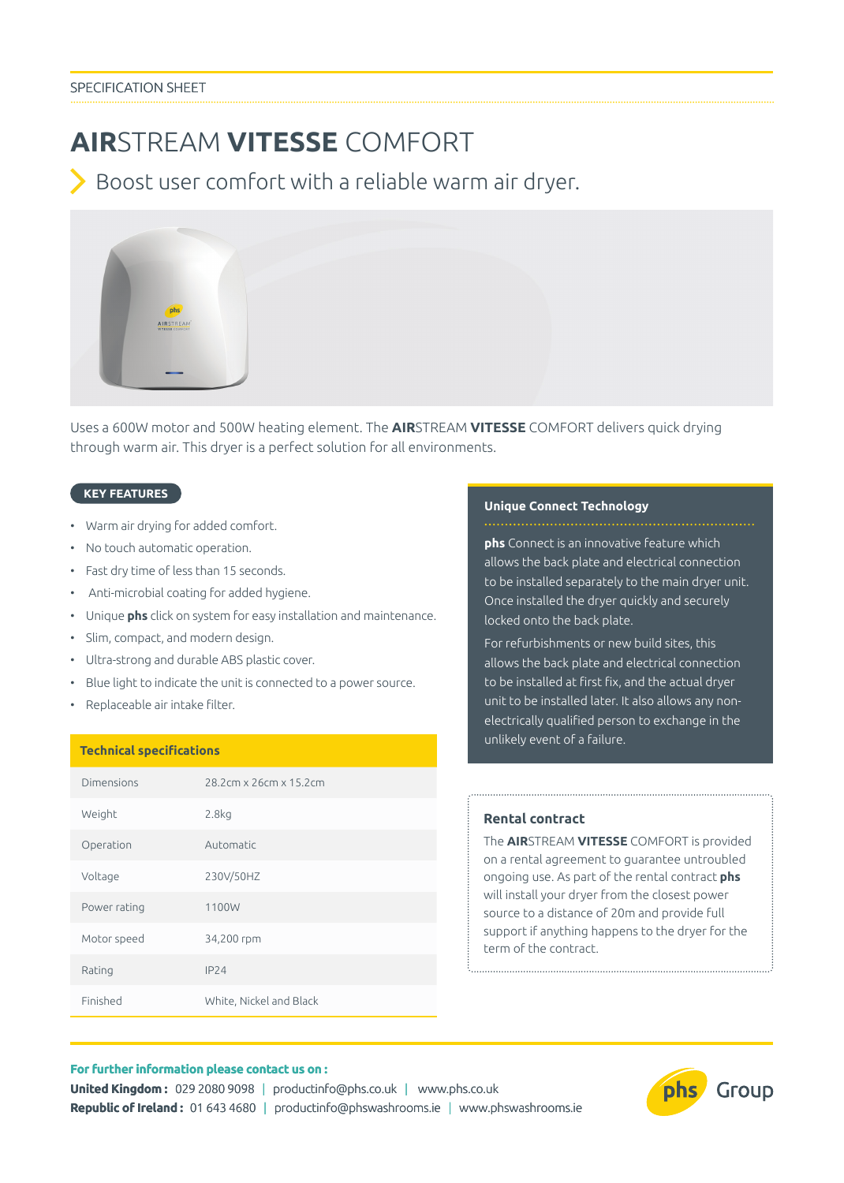SPECIFICATION SHEET

# **AIR**STREAM **VITESSE** COMFORT

## Boost user comfort with a reliable warm air dryer.

Uses a 600W motor and 500W heating element. The **AIR**STREAM **VITESSE** COMFORT delivers quick drying through warm air. This dryer is a perfect solution for all environments.

### KEY FEATURES

- Warm air drying for added comfort.
- No touch automatic operation.
- Fast dry time of less than 15 seconds.
- Anti-microbial coating for added hygiene.
- Unique **phs** click on system for easy installation and maintenance.
- Slim, compact, and modern design.
- Ultra-strong and durable ABS plastic cover.
- Blue light to indicate the unit is connected to a power source.
- Replaceable air intake filter.

### Technical specifications

| | |
|---|---|
| Dimensions | 28.2cm x 26cm x 15.2cm |
| Weight | 2.8kg |
| Operation | Automatic |
| Voltage | 230V/50HZ |
| Power rating | 1100W |
| Motor speed | 34,200 rpm |
| Rating | IP24 |
| Finished | White, Nickel and Black |

### Unique Connect Technology

**phs** Connect is an innovative feature which allows the back plate and electrical connection to be installed separately to the main dryer unit. Once installed the dryer quickly and securely locked onto the back plate.

For refurbishments or new build sites, this allows the back plate and electrical connection to be installed at first fix, and the actual dryer unit to be installed later. It also allows any non-electrically qualified person to exchange in the unlikely event of a failure.

### Rental contract

The **AIR**STREAM **VITESSE** COMFORT is provided on a rental agreement to guarantee untroubled ongoing use. As part of the rental contract **phs** will install your dryer from the closest power source to a distance of 20m and provide full support if anything happens to the dryer for the term of the contract.

**For further information please contact us on :**

**United Kingdom :** 029 2080 9098 | productinfo@phs.co.uk | www.phs.co.uk

**Republic of Ireland :** 01 643 4680 | productinfo@phswashrooms.ie | www.phswashrooms.ie

phs Group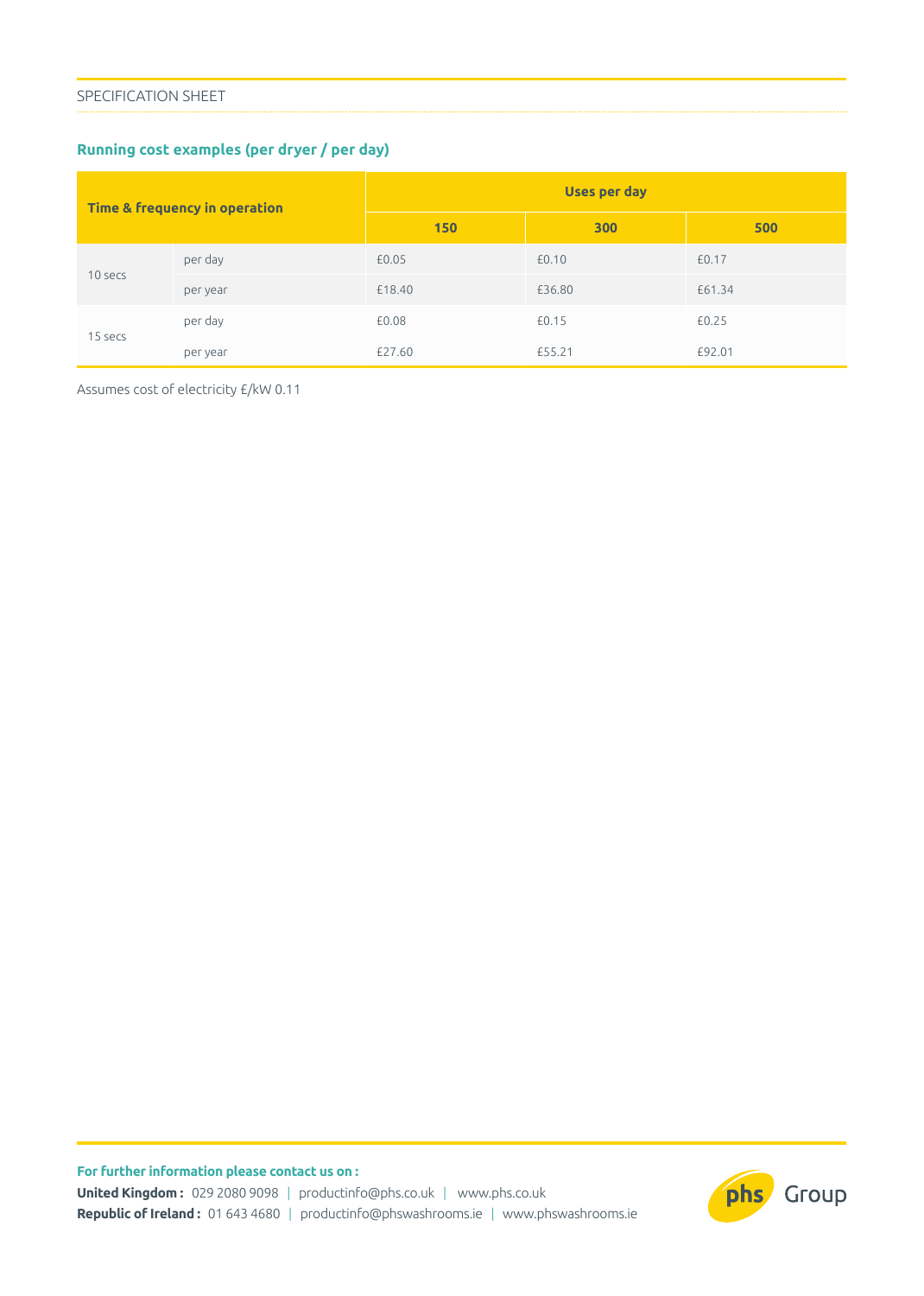## Running cost examples (per dryer / per day)

| Time & frequency in operation | | Uses per day | | |
|---|---|---|---|---|
| | | 150 | 300 | 500 |
| 10 secs | per day | £0.05 | £0.10 | £0.17 |
| | per year | £18.40 | £36.80 | £61.34 |
| 15 secs | per day | £0.08 | £0.15 | £0.25 |
| | per year | £27.60 | £55.21 | £92.01 |

Assumes cost of electricity £/kW 0.11

**For further information please contact us on :**

**United Kingdom :** 029 2080 9098 | productinfo@phs.co.uk | www.phs.co.uk
**Republic of Ireland :** 01 643 4680 | productinfo@phswashrooms.ie | www.phswashrooms.ie

phs Group